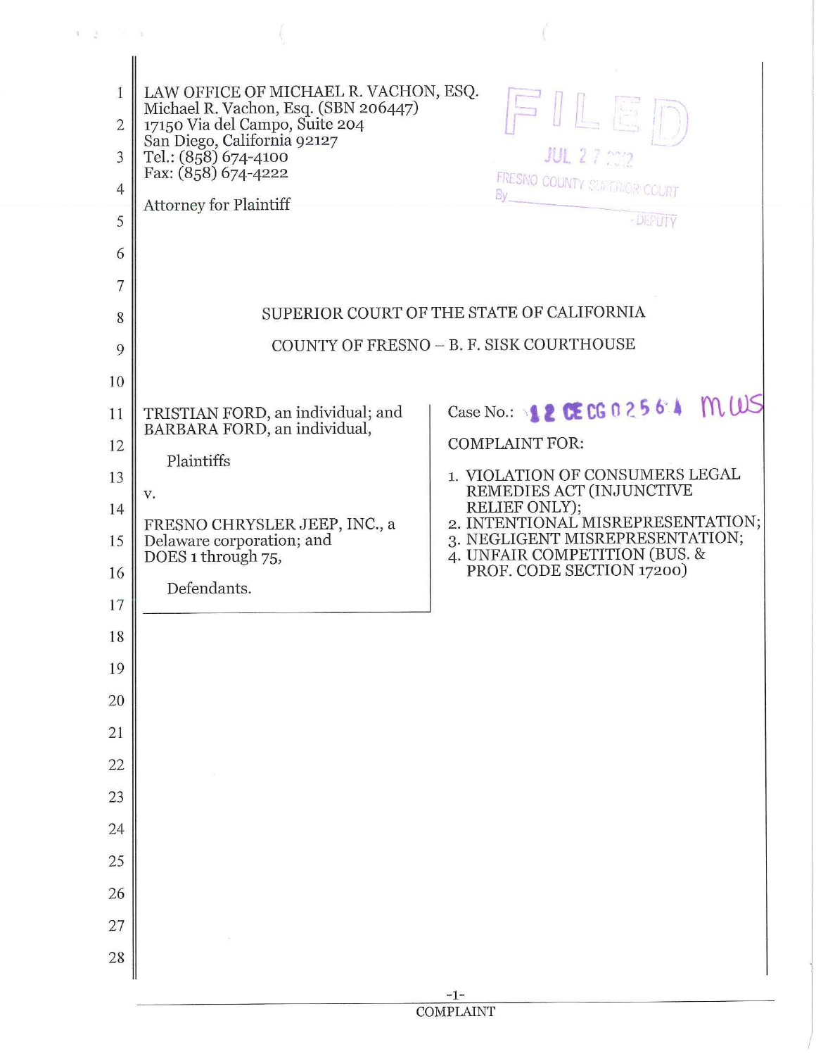LAW OFFICE OF MICHAEL R. VACHON, ESQ.
Michael R. Vachon, Esq. (SBN 206447)
17150 Via del Campo, Suite 204
San Diego, California 92127
Tel.: (858) 674-4100
Fax: (858) 674-4222

Attorney for Plaintiff

FILED
JUL 27 2012
FRESNO COUNTY SUPERIOR COURT
By ____________ DEPUTY

SUPERIOR COURT OF THE STATE OF CALIFORNIA

COUNTY OF FRESNO – B. F. SISK COURTHOUSE

TRISTIAN FORD, an individual; and BARBARA FORD, an individual,

Plaintiffs

v.

FRESNO CHRYSLER JEEP, INC., a Delaware corporation; and DOES 1 through 75,

Defendants.

Case No.: 12 CE CG 02564 MWS

COMPLAINT FOR:

1. VIOLATION OF CONSUMERS LEGAL REMEDIES ACT (INJUNCTIVE RELIEF ONLY);
2. INTENTIONAL MISREPRESENTATION;
3. NEGLIGENT MISREPRESENTATION;
4. UNFAIR COMPETITION (BUS. & PROF. CODE SECTION 17200)

COMPLAINT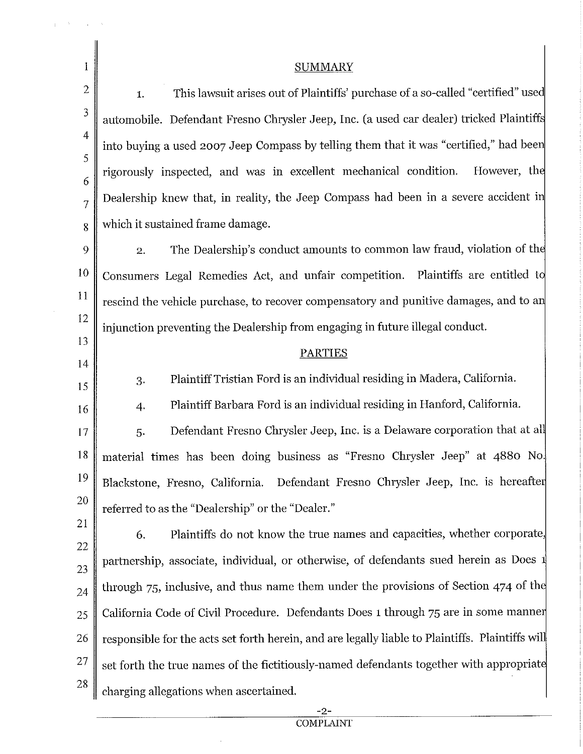## SUMMARY

1. This lawsuit arises out of Plaintiffs' purchase of a so-called "certified" used automobile. Defendant Fresno Chrysler Jeep, Inc. (a used car dealer) tricked Plaintiffs into buying a used 2007 Jeep Compass by telling them that it was "certified," had been rigorously inspected, and was in excellent mechanical condition. However, the Dealership knew that, in reality, the Jeep Compass had been in a severe accident in which it sustained frame damage.

2. The Dealership's conduct amounts to common law fraud, violation of the Consumers Legal Remedies Act, and unfair competition. Plaintiffs are entitled to rescind the vehicle purchase, to recover compensatory and punitive damages, and to an injunction preventing the Dealership from engaging in future illegal conduct.

## PARTIES

3. Plaintiff Tristian Ford is an individual residing in Madera, California.

4. Plaintiff Barbara Ford is an individual residing in Hanford, California.

5. Defendant Fresno Chrysler Jeep, Inc. is a Delaware corporation that at all material times has been doing business as "Fresno Chrysler Jeep" at 4880 No. Blackstone, Fresno, California. Defendant Fresno Chrysler Jeep, Inc. is hereafter referred to as the "Dealership" or the "Dealer."

6. Plaintiffs do not know the true names and capacities, whether corporate, partnership, associate, individual, or otherwise, of defendants sued herein as Does 1 through 75, inclusive, and thus name them under the provisions of Section 474 of the California Code of Civil Procedure. Defendants Does 1 through 75 are in some manner responsible for the acts set forth herein, and are legally liable to Plaintiffs. Plaintiffs will set forth the true names of the fictitiously-named defendants together with appropriate charging allegations when ascertained.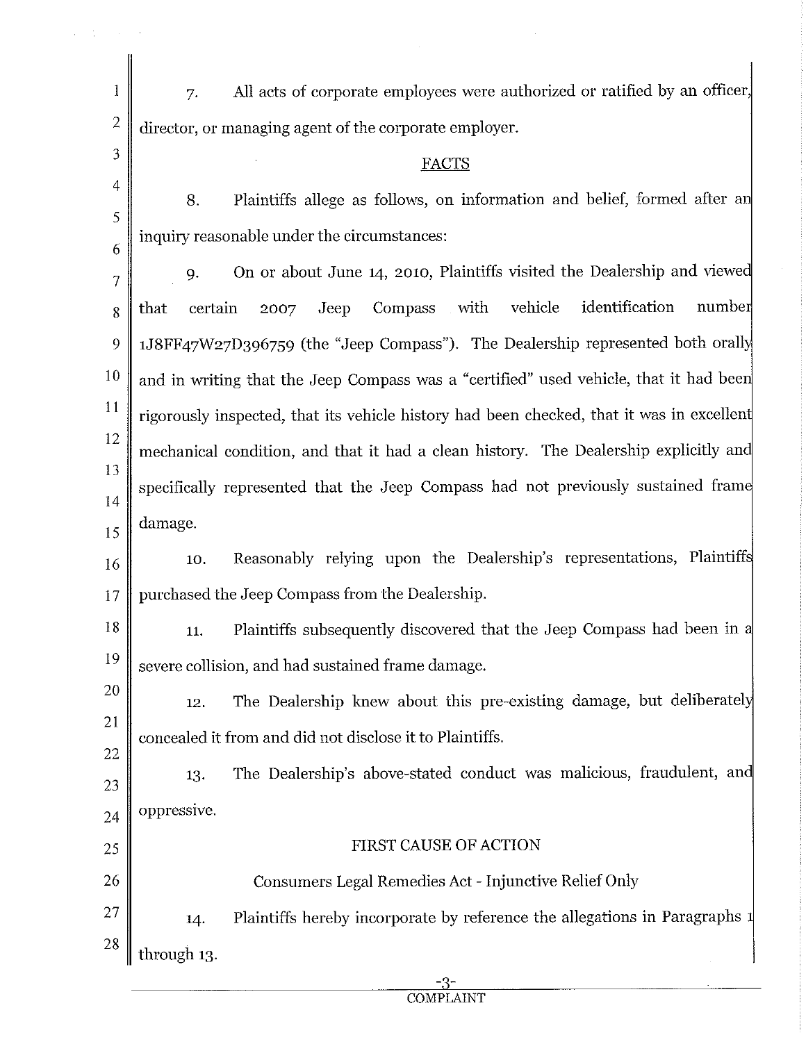7. All acts of corporate employees were authorized or ratified by an officer, director, or managing agent of the corporate employer.

## FACTS

8. Plaintiffs allege as follows, on information and belief, formed after an inquiry reasonable under the circumstances:

9. On or about June 14, 2010, Plaintiffs visited the Dealership and viewed that certain 2007 Jeep Compass with vehicle identification number 1J8FF47W27D396759 (the "Jeep Compass"). The Dealership represented both orally and in writing that the Jeep Compass was a "certified" used vehicle, that it had been rigorously inspected, that its vehicle history had been checked, that it was in excellent mechanical condition, and that it had a clean history. The Dealership explicitly and specifically represented that the Jeep Compass had not previously sustained frame damage.

10. Reasonably relying upon the Dealership's representations, Plaintiffs purchased the Jeep Compass from the Dealership.

11. Plaintiffs subsequently discovered that the Jeep Compass had been in a severe collision, and had sustained frame damage.

12. The Dealership knew about this pre-existing damage, but deliberately concealed it from and did not disclose it to Plaintiffs.

13. The Dealership's above-stated conduct was malicious, fraudulent, and oppressive.

## FIRST CAUSE OF ACTION

### Consumers Legal Remedies Act - Injunctive Relief Only

14. Plaintiffs hereby incorporate by reference the allegations in Paragraphs 1 through 13.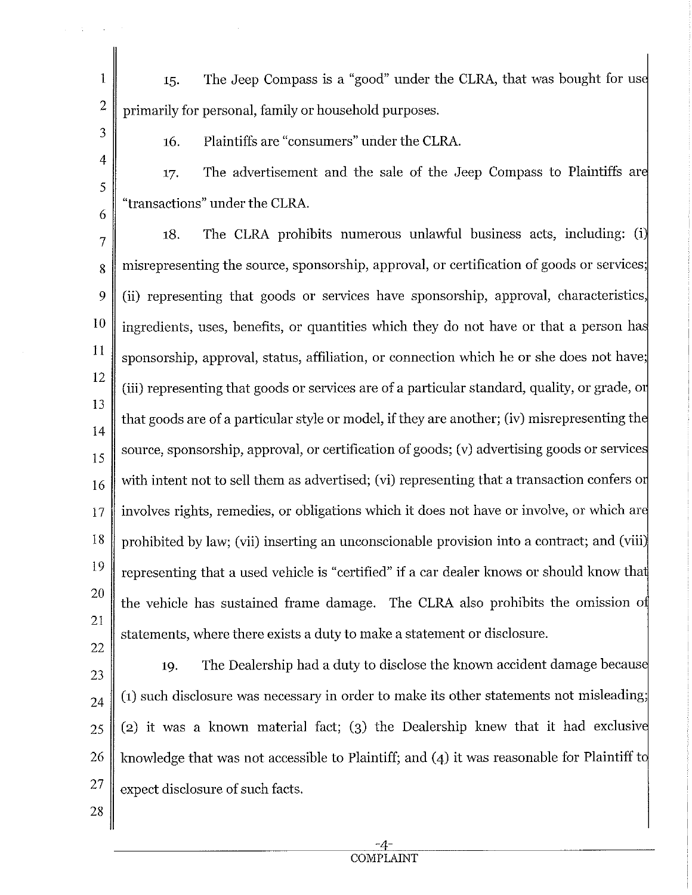15. The Jeep Compass is a "good" under the CLRA, that was bought for use primarily for personal, family or household purposes.

16. Plaintiffs are "consumers" under the CLRA.

17. The advertisement and the sale of the Jeep Compass to Plaintiffs are "transactions" under the CLRA.

18. The CLRA prohibits numerous unlawful business acts, including: (i) misrepresenting the source, sponsorship, approval, or certification of goods or services; (ii) representing that goods or services have sponsorship, approval, characteristics, ingredients, uses, benefits, or quantities which they do not have or that a person has sponsorship, approval, status, affiliation, or connection which he or she does not have; (iii) representing that goods or services are of a particular standard, quality, or grade, or that goods are of a particular style or model, if they are another; (iv) misrepresenting the source, sponsorship, approval, or certification of goods; (v) advertising goods or services with intent not to sell them as advertised; (vi) representing that a transaction confers or involves rights, remedies, or obligations which it does not have or involve, or which are prohibited by law; (vii) inserting an unconscionable provision into a contract; and (viii) representing that a used vehicle is "certified" if a car dealer knows or should know that the vehicle has sustained frame damage. The CLRA also prohibits the omission of statements, where there exists a duty to make a statement or disclosure.

19. The Dealership had a duty to disclose the known accident damage because (1) such disclosure was necessary in order to make its other statements not misleading; (2) it was a known material fact; (3) the Dealership knew that it had exclusive knowledge that was not accessible to Plaintiff; and (4) it was reasonable for Plaintiff to expect disclosure of such facts.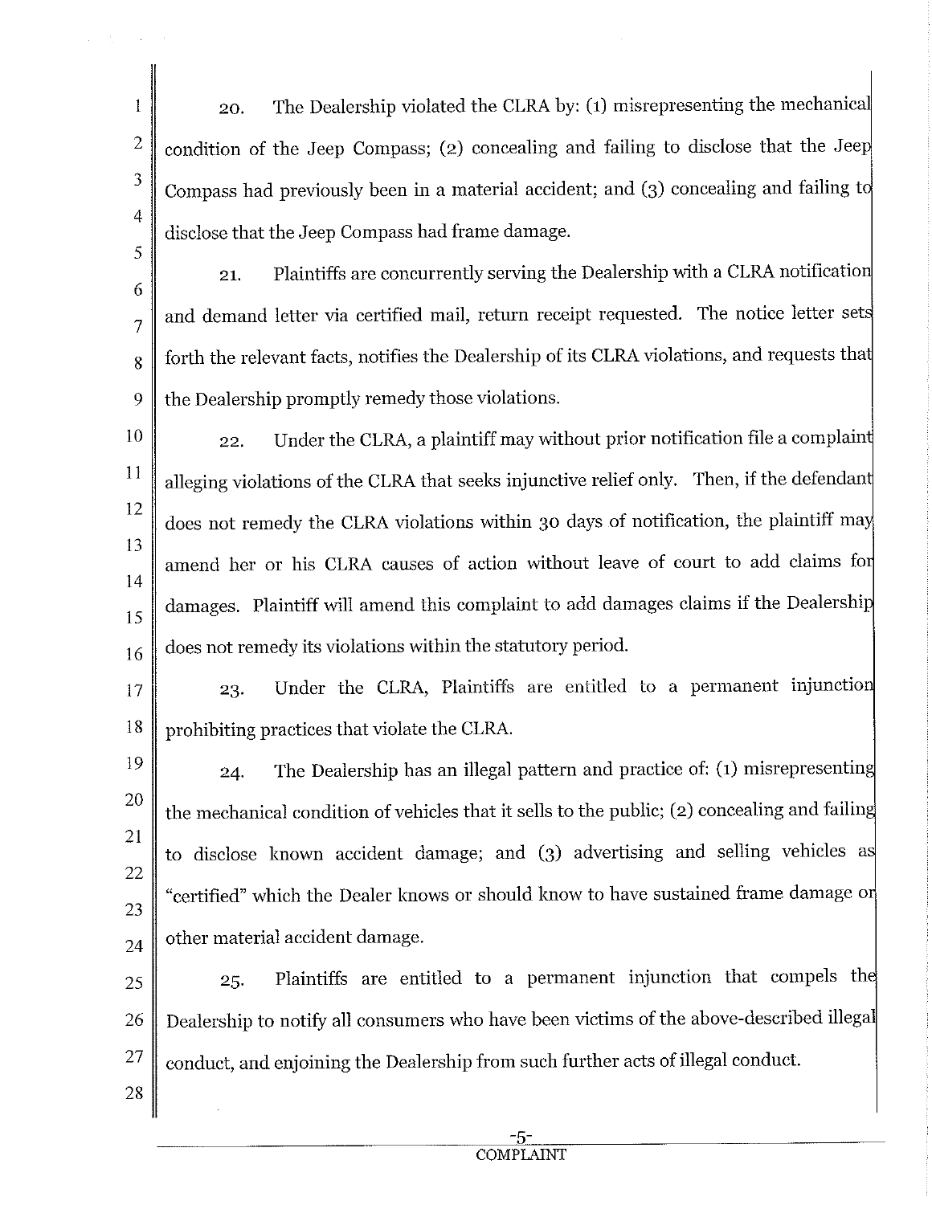20. The Dealership violated the CLRA by: (1) misrepresenting the mechanical condition of the Jeep Compass; (2) concealing and failing to disclose that the Jeep Compass had previously been in a material accident; and (3) concealing and failing to disclose that the Jeep Compass had frame damage.

21. Plaintiffs are concurrently serving the Dealership with a CLRA notification and demand letter via certified mail, return receipt requested. The notice letter sets forth the relevant facts, notifies the Dealership of its CLRA violations, and requests that the Dealership promptly remedy those violations.

22. Under the CLRA, a plaintiff may without prior notification file a complaint alleging violations of the CLRA that seeks injunctive relief only. Then, if the defendant does not remedy the CLRA violations within 30 days of notification, the plaintiff may amend her or his CLRA causes of action without leave of court to add claims for damages. Plaintiff will amend this complaint to add damages claims if the Dealership does not remedy its violations within the statutory period.

23. Under the CLRA, Plaintiffs are entitled to a permanent injunction prohibiting practices that violate the CLRA.

24. The Dealership has an illegal pattern and practice of: (1) misrepresenting the mechanical condition of vehicles that it sells to the public; (2) concealing and failing to disclose known accident damage; and (3) advertising and selling vehicles as "certified" which the Dealer knows or should know to have sustained frame damage or other material accident damage.

25. Plaintiffs are entitled to a permanent injunction that compels the Dealership to notify all consumers who have been victims of the above-described illegal conduct, and enjoining the Dealership from such further acts of illegal conduct.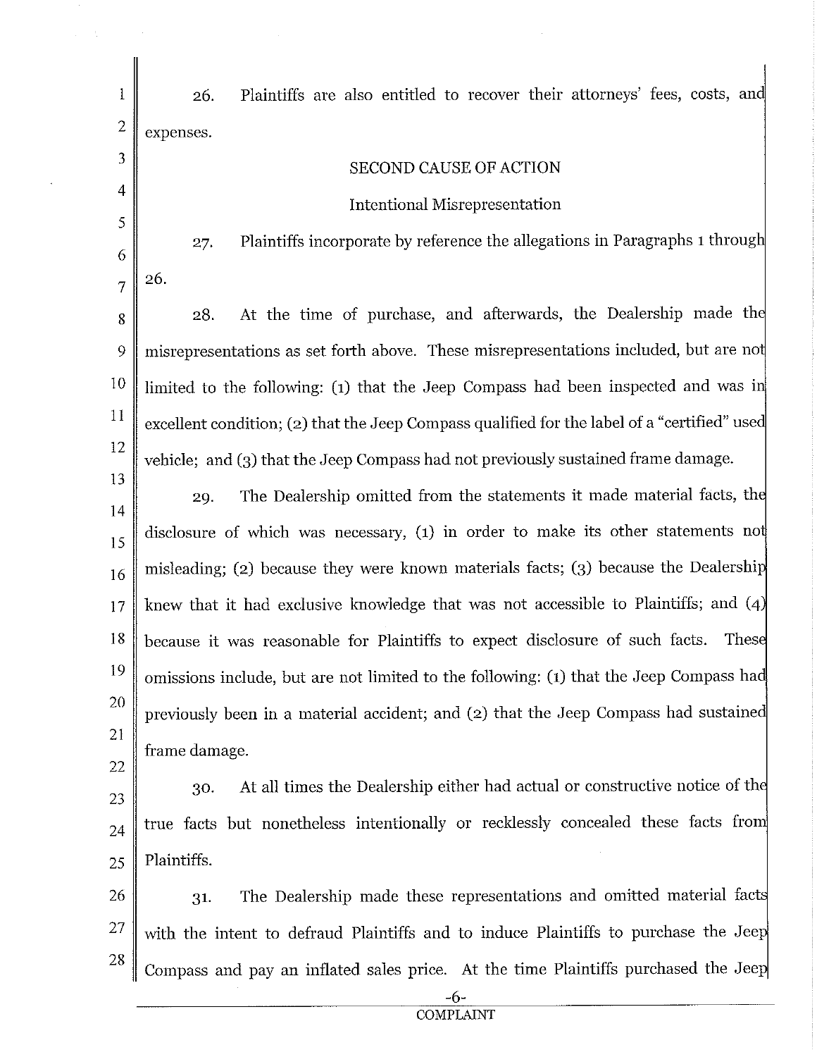26. Plaintiffs are also entitled to recover their attorneys' fees, costs, and expenses.

## SECOND CAUSE OF ACTION

### Intentional Misrepresentation

27. Plaintiffs incorporate by reference the allegations in Paragraphs 1 through 26.

28. At the time of purchase, and afterwards, the Dealership made the misrepresentations as set forth above. These misrepresentations included, but are not limited to the following: (1) that the Jeep Compass had been inspected and was in excellent condition; (2) that the Jeep Compass qualified for the label of a "certified" used vehicle; and (3) that the Jeep Compass had not previously sustained frame damage.

29. The Dealership omitted from the statements it made material facts, the disclosure of which was necessary, (1) in order to make its other statements not misleading; (2) because they were known materials facts; (3) because the Dealership knew that it had exclusive knowledge that was not accessible to Plaintiffs; and (4) because it was reasonable for Plaintiffs to expect disclosure of such facts. These omissions include, but are not limited to the following: (1) that the Jeep Compass had previously been in a material accident; and (2) that the Jeep Compass had sustained frame damage.

30. At all times the Dealership either had actual or constructive notice of the true facts but nonetheless intentionally or recklessly concealed these facts from Plaintiffs.

31. The Dealership made these representations and omitted material facts with the intent to defraud Plaintiffs and to induce Plaintiffs to purchase the Jeep Compass and pay an inflated sales price. At the time Plaintiffs purchased the Jeep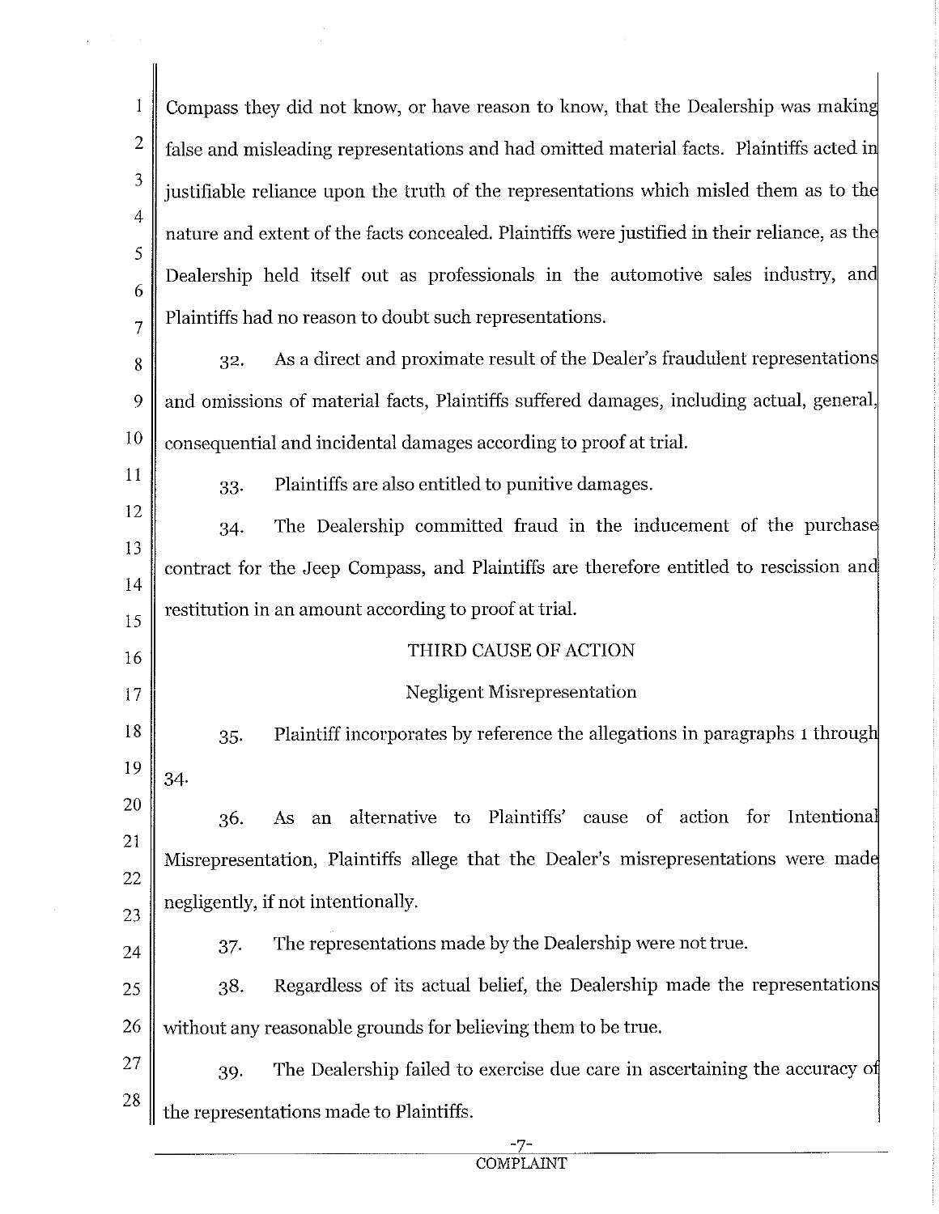Compass they did not know, or have reason to know, that the Dealership was making false and misleading representations and had omitted material facts. Plaintiffs acted in justifiable reliance upon the truth of the representations which misled them as to the nature and extent of the facts concealed. Plaintiffs were justified in their reliance, as the Dealership held itself out as professionals in the automotive sales industry, and Plaintiffs had no reason to doubt such representations.

32. As a direct and proximate result of the Dealer's fraudulent representations and omissions of material facts, Plaintiffs suffered damages, including actual, general, consequential and incidental damages according to proof at trial.

33. Plaintiffs are also entitled to punitive damages.

34. The Dealership committed fraud in the inducement of the purchase contract for the Jeep Compass, and Plaintiffs are therefore entitled to rescission and restitution in an amount according to proof at trial.

## THIRD CAUSE OF ACTION

### Negligent Misrepresentation

35. Plaintiff incorporates by reference the allegations in paragraphs 1 through 34.

36. As an alternative to Plaintiffs' cause of action for Intentional Misrepresentation, Plaintiffs allege that the Dealer's misrepresentations were made negligently, if not intentionally.

37. The representations made by the Dealership were not true.

38. Regardless of its actual belief, the Dealership made the representations without any reasonable grounds for believing them to be true.

39. The Dealership failed to exercise due care in ascertaining the accuracy of the representations made to Plaintiffs.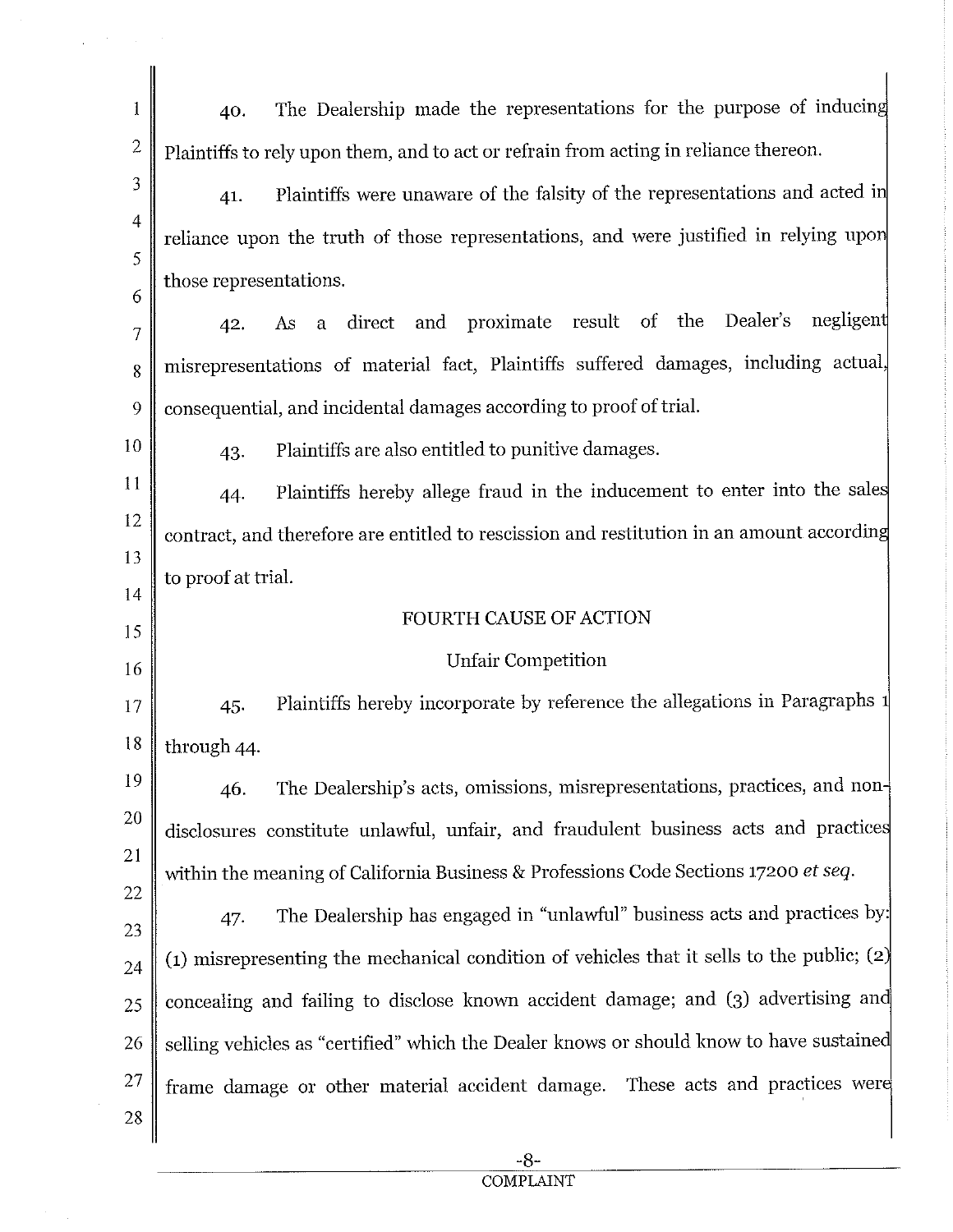40. The Dealership made the representations for the purpose of inducing Plaintiffs to rely upon them, and to act or refrain from acting in reliance thereon.

41. Plaintiffs were unaware of the falsity of the representations and acted in reliance upon the truth of those representations, and were justified in relying upon those representations.

42. As a direct and proximate result of the Dealer's negligent misrepresentations of material fact, Plaintiffs suffered damages, including actual, consequential, and incidental damages according to proof of trial.

43. Plaintiffs are also entitled to punitive damages.

44. Plaintiffs hereby allege fraud in the inducement to enter into the sales contract, and therefore are entitled to rescission and restitution in an amount according to proof at trial.

FOURTH CAUSE OF ACTION

Unfair Competition

45. Plaintiffs hereby incorporate by reference the allegations in Paragraphs 1 through 44.

46. The Dealership's acts, omissions, misrepresentations, practices, and non-disclosures constitute unlawful, unfair, and fraudulent business acts and practices within the meaning of California Business & Professions Code Sections 17200 *et seq*.

47. The Dealership has engaged in "unlawful" business acts and practices by: (1) misrepresenting the mechanical condition of vehicles that it sells to the public; (2) concealing and failing to disclose known accident damage; and (3) advertising and selling vehicles as "certified" which the Dealer knows or should know to have sustained frame damage or other material accident damage. These acts and practices were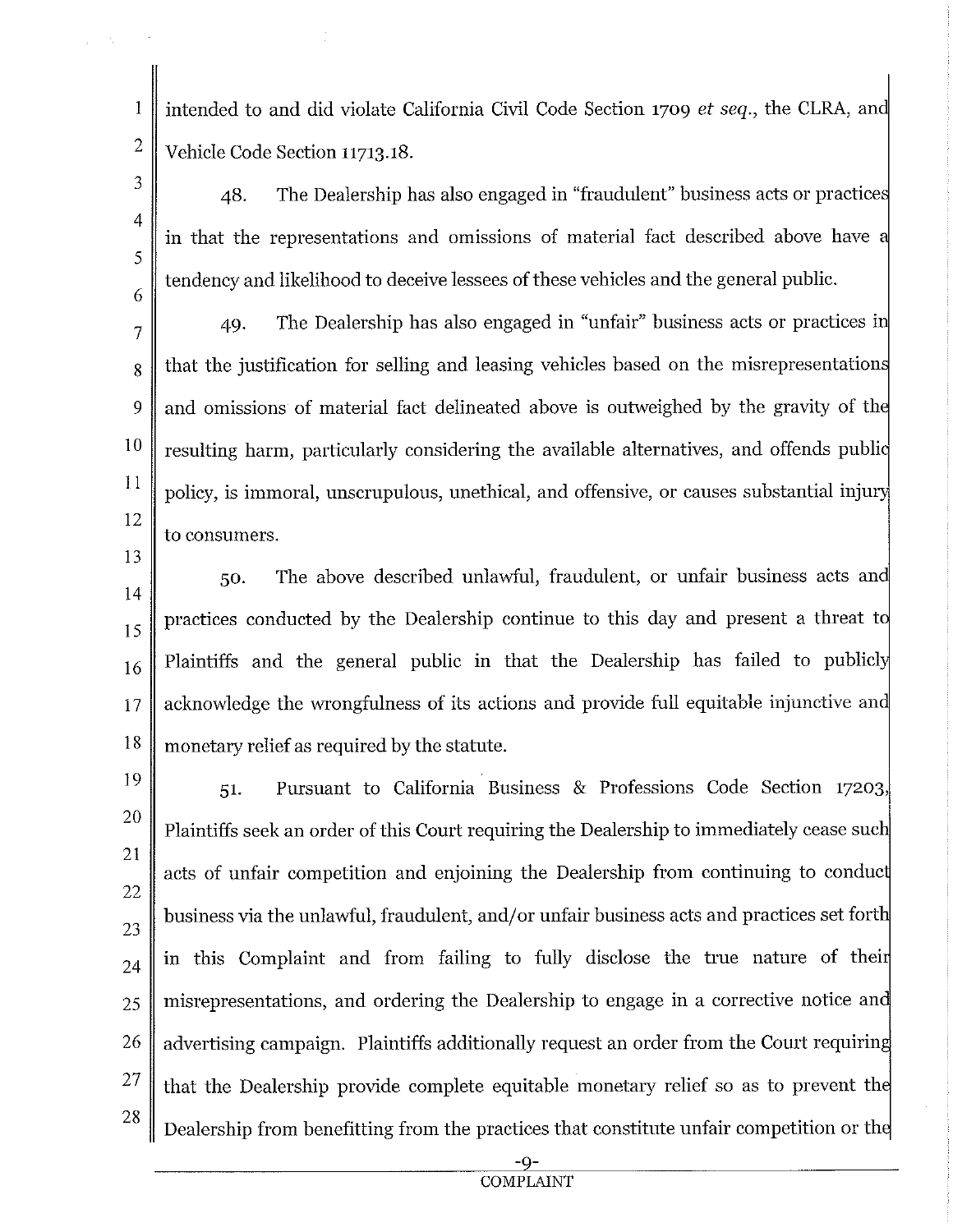intended to and did violate California Civil Code Section 1709 *et seq.*, the CLRA, and Vehicle Code Section 11713.18.

48. The Dealership has also engaged in "fraudulent" business acts or practices in that the representations and omissions of material fact described above have a tendency and likelihood to deceive lessees of these vehicles and the general public.

49. The Dealership has also engaged in "unfair" business acts or practices in that the justification for selling and leasing vehicles based on the misrepresentations and omissions of material fact delineated above is outweighed by the gravity of the resulting harm, particularly considering the available alternatives, and offends public policy, is immoral, unscrupulous, unethical, and offensive, or causes substantial injury to consumers.

50. The above described unlawful, fraudulent, or unfair business acts and practices conducted by the Dealership continue to this day and present a threat to Plaintiffs and the general public in that the Dealership has failed to publicly acknowledge the wrongfulness of its actions and provide full equitable injunctive and monetary relief as required by the statute.

51. Pursuant to California Business & Professions Code Section 17203, Plaintiffs seek an order of this Court requiring the Dealership to immediately cease such acts of unfair competition and enjoining the Dealership from continuing to conduct business via the unlawful, fraudulent, and/or unfair business acts and practices set forth in this Complaint and from failing to fully disclose the true nature of their misrepresentations, and ordering the Dealership to engage in a corrective notice and advertising campaign. Plaintiffs additionally request an order from the Court requiring that the Dealership provide complete equitable monetary relief so as to prevent the Dealership from benefitting from the practices that constitute unfair competition or the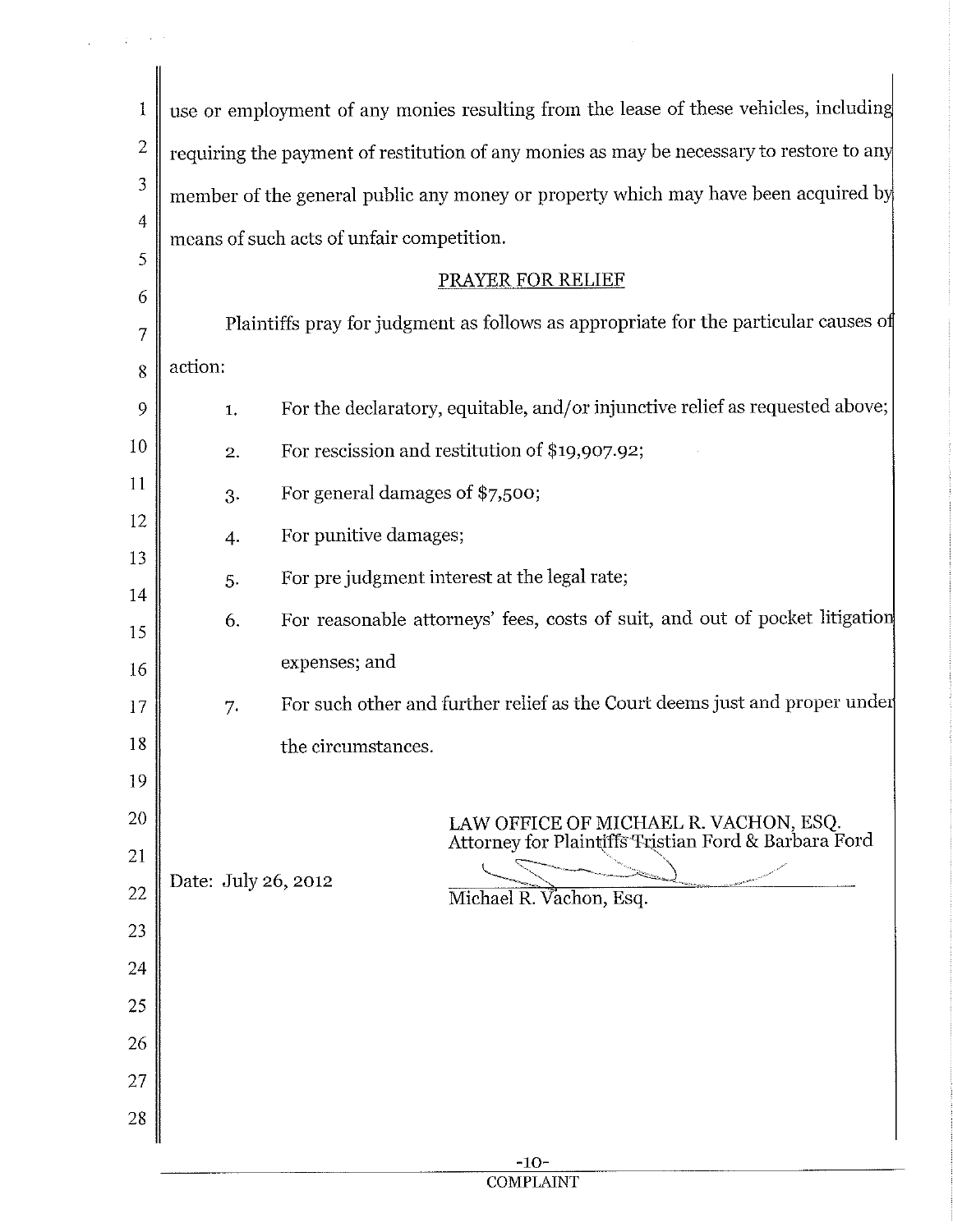use or employment of any monies resulting from the lease of these vehicles, including requiring the payment of restitution of any monies as may be necessary to restore to any member of the general public any money or property which may have been acquired by means of such acts of unfair competition.

## PRAYER FOR RELIEF

Plaintiffs pray for judgment as follows as appropriate for the particular causes of action:

1. For the declaratory, equitable, and/or injunctive relief as requested above;
2. For rescission and restitution of $19,907.92;
3. For general damages of $7,500;
4. For punitive damages;
5. For pre judgment interest at the legal rate;
6. For reasonable attorneys' fees, costs of suit, and out of pocket litigation expenses; and
7. For such other and further relief as the Court deems just and proper under the circumstances.

Date: July 26, 2012

LAW OFFICE OF MICHAEL R. VACHON, ESQ.
Attorney for Plaintiffs Tristian Ford & Barbara Ford

Michael R. Vachon, Esq.

COMPLAINT